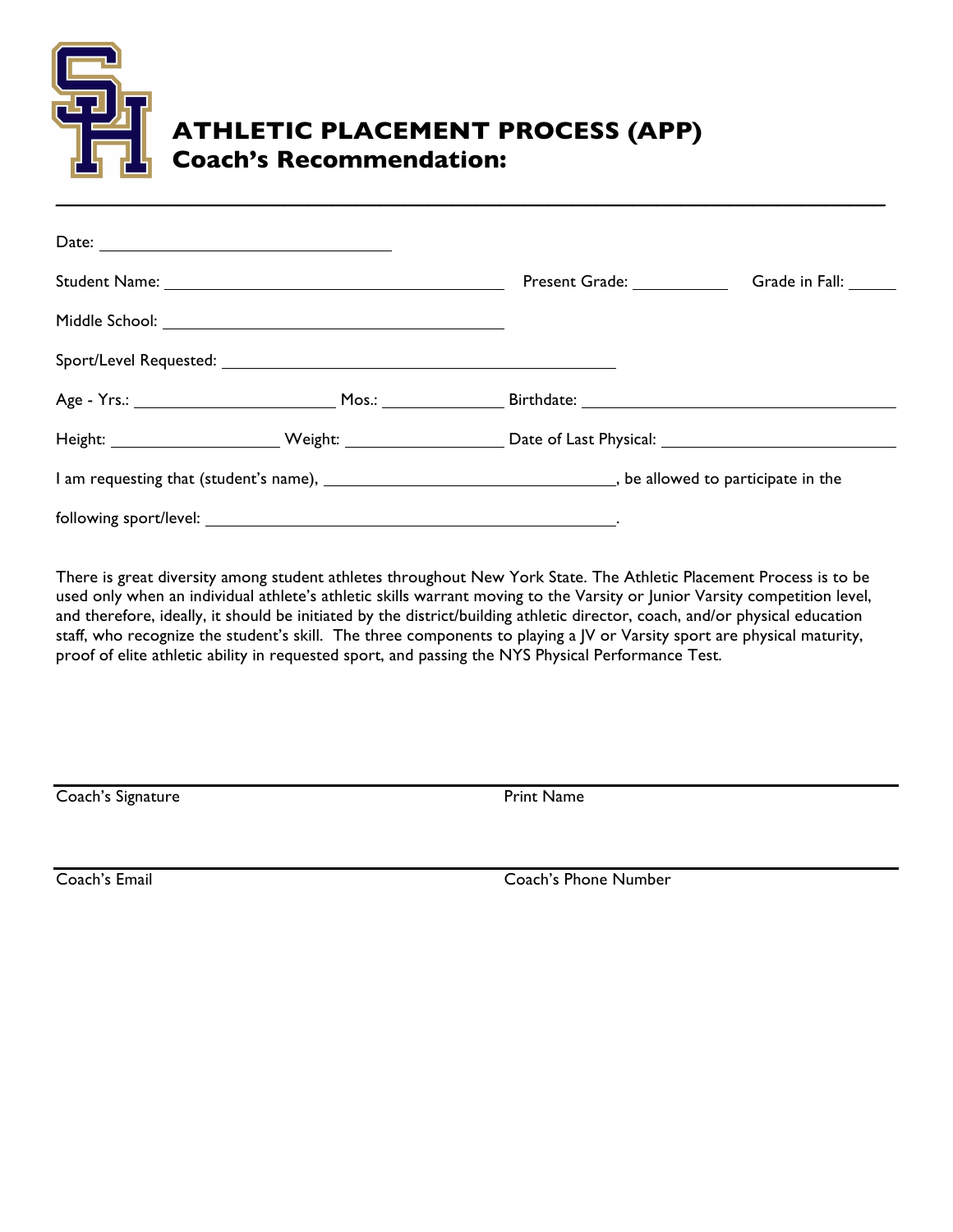# ATHLETIC PLACEMENT PROCESS (APP)
## Coach's Recommendation:

---

Date: ______________________________

Student Name: ______________________________ Present Grade: __________ Grade in Fall: _____

Middle School: ______________________________

Sport/Level Requested: ______________________________

Age - Yrs.: ____________ Mos.: __________ Birthdate: ______________________________

Height: ____________ Weight: ____________ Date of Last Physical: ______________________________

I am requesting that (student's name), ______________________________, be allowed to participate in the following sport/level: ______________________________.

There is great diversity among student athletes throughout New York State. The Athletic Placement Process is to be used only when an individual athlete's athletic skills warrant moving to the Varsity or Junior Varsity competition level, and therefore, ideally, it should be initiated by the district/building athletic director, coach, and/or physical education staff, who recognize the student's skill. The three components to playing a JV or Varsity sport are physical maturity, proof of elite athletic ability in requested sport, and passing the NYS Physical Performance Test.

______________________________ ______________________________
Coach's Signature Print Name

______________________________ ______________________________
Coach's Email Coach's Phone Number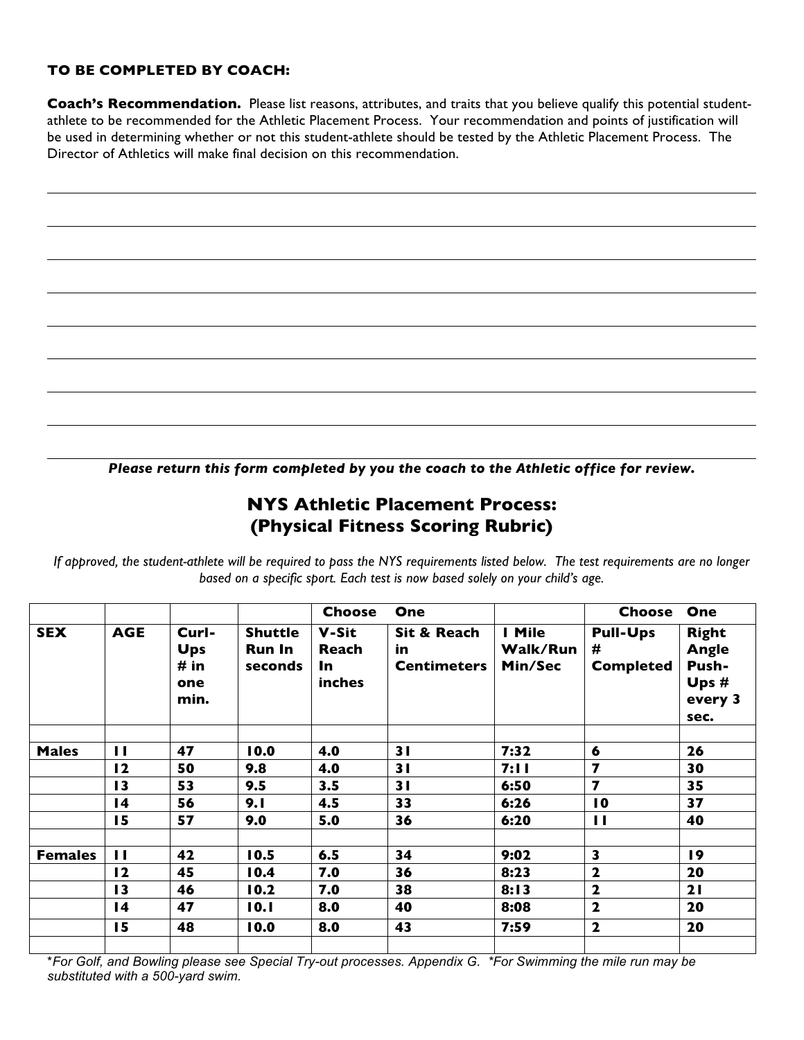**TO BE COMPLETED BY COACH:**

**Coach's Recommendation.** Please list reasons, attributes, and traits that you believe qualify this potential student-athlete to be recommended for the Athletic Placement Process. Your recommendation and points of justification will be used in determining whether or not this student-athlete should be tested by the Athletic Placement Process. The Director of Athletics will make final decision on this recommendation.

___

___

___

___

___

___

___

___

***Please return this form completed by you the coach to the Athletic office for review.***

## NYS Athletic Placement Process: (Physical Fitness Scoring Rubric)

*If approved, the student-athlete will be required to pass the NYS requirements listed below. The test requirements are no longer based on a specific sport. Each test is now based solely on your child's age.*

| | | | | Choose One | | | Choose One | |
|---|---|---|---|---|---|---|---|---|
| **SEX** | **AGE** | **Curl-Ups # in one min.** | **Shuttle Run In seconds** | **V-Sit Reach In inches** | **Sit & Reach in Centimeters** | **1 Mile Walk/Run Min/Sec** | **Pull-Ups # Completed** | **Right Angle Push-Ups # every 3 sec.** |
| | | | | | | | | |
| **Males** | **11** | **47** | **10.0** | **4.0** | **31** | **7:32** | **6** | **26** |
| | **12** | **50** | **9.8** | **4.0** | **31** | **7:11** | **7** | **30** |
| | **13** | **53** | **9.5** | **3.5** | **31** | **6:50** | **7** | **35** |
| | **14** | **56** | **9.1** | **4.5** | **33** | **6:26** | **10** | **37** |
| | **15** | **57** | **9.0** | **5.0** | **36** | **6:20** | **11** | **40** |
| | | | | | | | | |
| **Females** | **11** | **42** | **10.5** | **6.5** | **34** | **9:02** | **3** | **19** |
| | **12** | **45** | **10.4** | **7.0** | **36** | **8:23** | **2** | **20** |
| | **13** | **46** | **10.2** | **7.0** | **38** | **8:13** | **2** | **21** |
| | **14** | **47** | **10.1** | **8.0** | **40** | **8:08** | **2** | **20** |
| | **15** | **48** | **10.0** | **8.0** | **43** | **7:59** | **2** | **20** |
| | | | | | | | | |

*\*For Golf, and Bowling please see Special Try-out processes. Appendix G. \*For Swimming the mile run may be substituted with a 500-yard swim.*